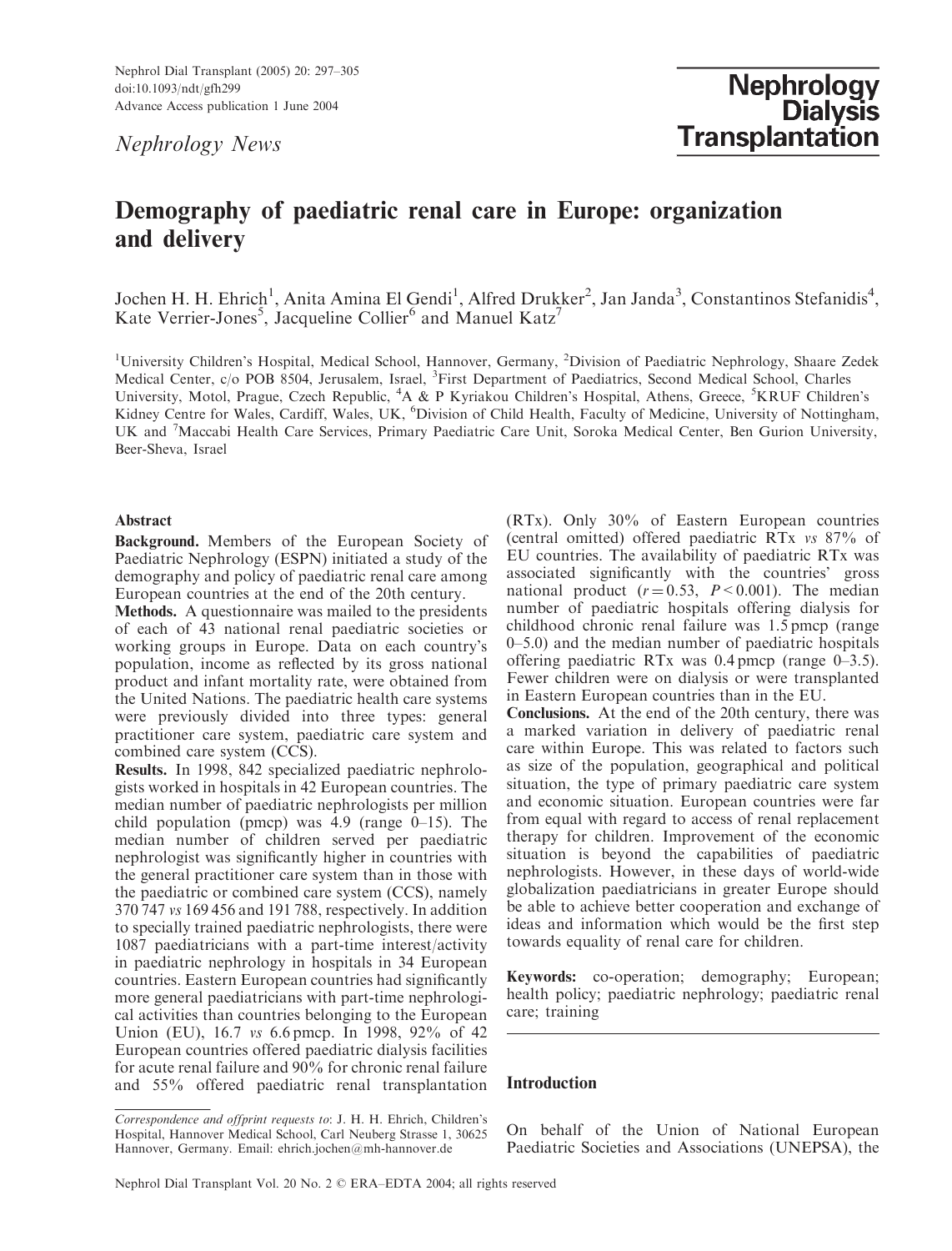*Nephrology News*

# Demography of paediatric renal care in Europe: organization and delivery

Jochen H. H. Ehrich[1], Anita Amina El Gendi[1], Alfred Drukker[2], Jan Janda[3], Constantinos Stefanidis[4], Kate Verrier-Jones[5], Jacqueline Collier[6] and Manuel Katz[7]

[1]University Children's Hospital, Medical School, Hannover, Germany, [2]Division of Paediatric Nephrology, Shaare Zedek Medical Center, c/o POB 8504, Jerusalem, Israel, [3]First Department of Paediatrics, Second Medical School, Charles University, Motol, Prague, Czech Republic, [4]A & P Kyriakou Children's Hospital, Athens, Greece, [5]KRUF Children's Kidney Centre for Wales, Cardiff, Wales, UK, [6]Division of Child Health, Faculty of Medicine, University of Nottingham, UK and [7]Maccabi Health Care Services, Primary Paediatric Care Unit, Soroka Medical Center, Ben Gurion University, Beer-Sheva, Israel

## Abstract

**Background.** Members of the European Society of Paediatric Nephrology (ESPN) initiated a study of the demography and policy of paediatric renal care among European countries at the end of the 20th century.

**Methods.** A questionnaire was mailed to the presidents of each of 43 national renal paediatric societies or working groups in Europe. Data on each country's population, income as reflected by its gross national product and infant mortality rate, were obtained from the United Nations. The paediatric health care systems were previously divided into three types: general practitioner care system, paediatric care system and combined care system (CCS).

**Results.** In 1998, 842 specialized paediatric nephrologists worked in hospitals in 42 European countries. The median number of paediatric nephrologists per million child population (pmcp) was 4.9 (range 0–15). The median number of children served per paediatric nephrologist was significantly higher in countries with the general practitioner care system than in those with the paediatric or combined care system (CCS), namely 370 747 *vs* 169 456 and 191 788, respectively. In addition to specially trained paediatric nephrologists, there were 1087 paediatricians with a part-time interest/activity in paediatric nephrology in hospitals in 34 European countries. Eastern European countries had significantly more general paediatricians with part-time nephrological activities than countries belonging to the European Union (EU), 16.7 *vs* 6.6 pmcp. In 1998, 92% of 42 European countries offered paediatric dialysis facilities for acute renal failure and 90% for chronic renal failure and 55% offered paediatric renal transplantation (RTx). Only 30% of Eastern European countries (central omitted) offered paediatric RTx *vs* 87% of EU countries. The availability of paediatric RTx was associated significantly with the countries' gross national product ($r = 0.53$, $P < 0.001$). The median number of paediatric hospitals offering dialysis for childhood chronic renal failure was 1.5 pmcp (range 0–5.0) and the median number of paediatric hospitals offering paediatric RTx was 0.4 pmcp (range 0–3.5). Fewer children were on dialysis or were transplanted in Eastern European countries than in the EU.

**Conclusions.** At the end of the 20th century, there was a marked variation in delivery of paediatric renal care within Europe. This was related to factors such as size of the population, geographical and political situation, the type of primary paediatric care system and economic situation. European countries were far from equal with regard to access of renal replacement therapy for children. Improvement of the economic situation is beyond the capabilities of paediatric nephrologists. However, in these days of world-wide globalization paediatricians in greater Europe should be able to achieve better cooperation and exchange of ideas and information which would be the first step towards equality of renal care for children.

**Keywords:** co-operation; demography; European; health policy; paediatric nephrology; paediatric renal care; training

## Introduction

On behalf of the Union of National European Paediatric Societies and Associations (UNEPSA), the

*Correspondence and offprint requests to*: J. H. H. Ehrich, Children's Hospital, Hannover Medical School, Carl Neuberg Strasse 1, 30625 Hannover, Germany. Email: ehrich.jochen@mh-hannover.de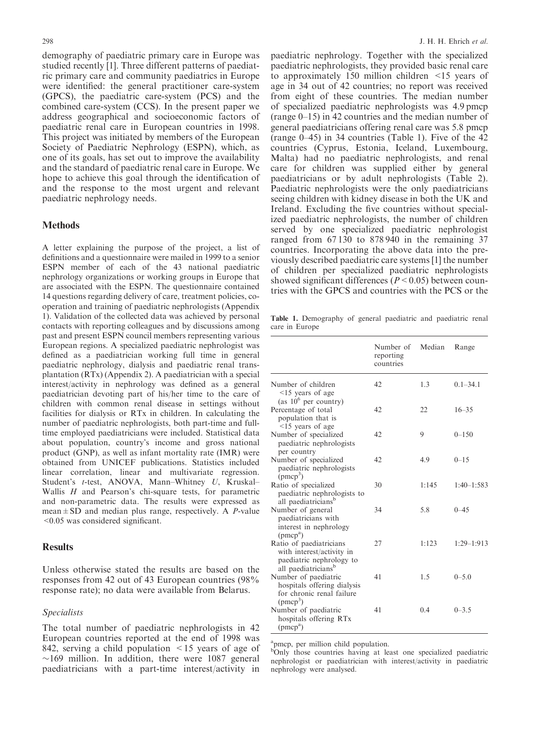demography of paediatric primary care in Europe was studied recently [1]. Three different patterns of paediatric primary care and community paediatrics in Europe were identified: the general practitioner care-system (GPCS), the paediatric care-system (PCS) and the combined care-system (CCS). In the present paper we address geographical and socioeconomic factors of paediatric renal care in European countries in 1998. This project was initiated by members of the European Society of Paediatric Nephrology (ESPN), which, as one of its goals, has set out to improve the availability and the standard of paediatric renal care in Europe. We hope to achieve this goal through the identification of and the response to the most urgent and relevant paediatric nephrology needs.

## Methods

A letter explaining the purpose of the project, a list of definitions and a questionnaire were mailed in 1999 to a senior ESPN member of each of the 43 national paediatric nephrology organizations or working groups in Europe that are associated with the ESPN. The questionnaire contained 14 questions regarding delivery of care, treatment policies, co-operation and training of paediatric nephrologists (Appendix 1). Validation of the collected data was achieved by personal contacts with reporting colleagues and by discussions among past and present ESPN council members representing various European regions. A specialized paediatric nephrologist was defined as a paediatrician working full time in general paediatric nephrology, dialysis and paediatric renal transplantation (RTx) (Appendix 2). A paediatrician with a special interest/activity in nephrology was defined as a general paediatrician devoting part of his/her time to the care of children with common renal disease in settings without facilities for dialysis or RTx in children. In calculating the number of paediatric nephrologists, both part-time and full-time employed paediatricians were included. Statistical data about population, country's income and gross national product (GNP), as well as infant mortality rate (IMR) were obtained from UNICEF publications. Statistics included linear correlation, linear and multivariate regression. Student's *t*-test, ANOVA, Mann–Whitney *U*, Kruskal–Wallis *H* and Pearson's chi-square tests, for parametric and non-parametric data. The results were expressed as mean ± SD and median plus range, respectively. A *P*-value <0.05 was considered significant.

## Results

Unless otherwise stated the results are based on the responses from 42 out of 43 European countries (98% response rate); no data were available from Belarus.

### *Specialists*

The total number of paediatric nephrologists in 42 European countries reported at the end of 1998 was 842, serving a child population <15 years of age of ~169 million. In addition, there were 1087 general paediatricians with a part-time interest/activity in paediatric nephrology. Together with the specialized paediatric nephrologists, they provided basic renal care to approximately 150 million children <15 years of age in 34 out of 42 countries; no report was received from eight of these countries. The median number of specialized paediatric nephrologists was 4.9 pmcp (range 0–15) in 42 countries and the median number of general paediatricians offering renal care was 5.8 pmcp (range 0–45) in 34 countries (Table 1). Five of the 42 countries (Cyprus, Estonia, Iceland, Luxembourg, Malta) had no paediatric nephrologists, and renal care for children was supplied either by general paediatricians or by adult nephrologists (Table 2). Paediatric nephrologists were the only paediatricians seeing children with kidney disease in both the UK and Ireland. Excluding the five countries without specialized paediatric nephrologists, the number of children served by one specialized paediatric nephrologist ranged from 67 130 to 878 940 in the remaining 37 countries. Incorporating the above data into the previously described paediatric care systems [1] the number of children per specialized paediatric nephrologists showed significant differences ($P < 0.05$) between countries with the GPCS and countries with the PCS or the

**Table 1.** Demography of general paediatric and paediatric renal care in Europe

| | Number of reporting countries | Median | Range |
|---|---|---|---|
| Number of children <15 years of age (as $10^6$ per country) | 42 | 1.3 | 0.1–34.1 |
| Percentage of total population that is <15 years of age | 42 | 22 | 16–35 |
| Number of specialized paediatric nephrologists per country | 42 | 9 | 0–150 |
| Number of specialized paediatric nephrologists (pmcp[a]) | 42 | 4.9 | 0–15 |
| Ratio of specialized paediatric nephrologists to all paediatricians[b] | 30 | 1:145 | 1:40–1:583 |
| Number of general paediatricians with interest in nephrology (pmcp[a]) | 34 | 5.8 | 0–45 |
| Ratio of paediatricians with interest/activity in paediatric nephrology to all paediatricians[b] | 27 | 1:123 | 1:29–1:913 |
| Number of paediatric hospitals offering dialysis for chronic renal failure (pmcp[a]) | 41 | 1.5 | 0–5.0 |
| Number of paediatric hospitals offering RTx (pmcp[a]) | 41 | 0.4 | 0–3.5 |

[a]pmcp, per million child population.
[b]Only those countries having at least one specialized paediatric nephrologist or paediatrician with interest/activity in paediatric nephrology were analysed.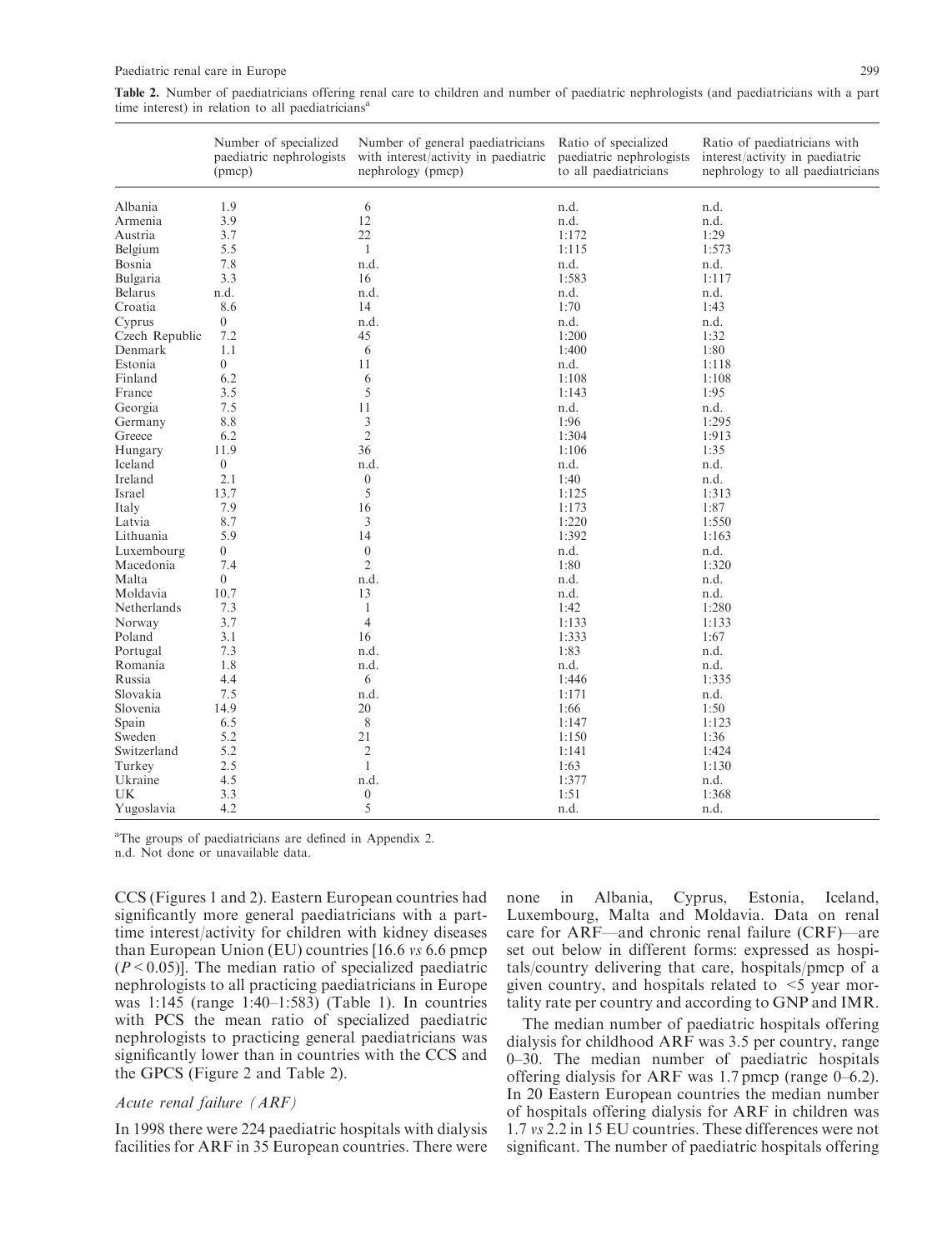**Table 2.** Number of paediatricians offering renal care to children and number of paediatric nephrologists (and paediatricians with a part time interest) in relation to all paediatricians[a]

| | Number of specialized paediatric nephrologists (pmcp) | Number of general paediatricians with interest/activity in paediatric nephrology (pmcp) | Ratio of specialized paediatric nephrologists to all paediatricians | Ratio of paediatricians with interest/activity in paediatric nephrology to all paediatricians |
|---|---|---|---|---|
| Albania | 1.9 | 6 | n.d. | n.d. |
| Armenia | 3.9 | 12 | n.d. | n.d. |
| Austria | 3.7 | 22 | 1:172 | 1:29 |
| Belgium | 5.5 | 1 | 1:115 | 1:573 |
| Bosnia | 7.8 | n.d. | n.d. | n.d. |
| Bulgaria | 3.3 | 16 | 1:583 | 1:117 |
| Belarus | n.d. | n.d. | n.d. | n.d. |
| Croatia | 8.6 | 14 | 1:70 | 1:43 |
| Cyprus | 0 | n.d. | n.d. | n.d. |
| Czech Republic | 7.2 | 45 | 1:200 | 1:32 |
| Denmark | 1.1 | 6 | 1:400 | 1:80 |
| Estonia | 0 | 11 | n.d. | 1:118 |
| Finland | 6.2 | 6 | 1:108 | 1:108 |
| France | 3.5 | 5 | 1:143 | 1:95 |
| Georgia | 7.5 | 11 | n.d. | n.d. |
| Germany | 8.8 | 3 | 1:96 | 1:295 |
| Greece | 6.2 | 2 | 1:304 | 1:913 |
| Hungary | 11.9 | 36 | 1:106 | 1:35 |
| Iceland | 0 | n.d. | n.d. | n.d. |
| Ireland | 2.1 | 0 | 1:40 | n.d. |
| Israel | 13.7 | 5 | 1:125 | 1:313 |
| Italy | 7.9 | 16 | 1:173 | 1:87 |
| Latvia | 8.7 | 3 | 1:220 | 1:550 |
| Lithuania | 5.9 | 14 | 1:392 | 1:163 |
| Luxembourg | 0 | 0 | n.d. | n.d. |
| Macedonia | 7.4 | 2 | 1:80 | 1:320 |
| Malta | 0 | n.d. | n.d. | n.d. |
| Moldavia | 10.7 | 13 | n.d. | n.d. |
| Netherlands | 7.3 | 1 | 1:42 | 1:280 |
| Norway | 3.7 | 4 | 1:133 | 1:133 |
| Poland | 3.1 | 16 | 1:333 | 1:67 |
| Portugal | 7.3 | n.d. | 1:83 | n.d. |
| Romania | 1.8 | n.d. | n.d. | n.d. |
| Russia | 4.4 | 6 | 1:446 | 1:335 |
| Slovakia | 7.5 | n.d. | 1:171 | n.d. |
| Slovenia | 14.9 | 20 | 1:66 | 1:50 |
| Spain | 6.5 | 8 | 1:147 | 1:123 |
| Sweden | 5.2 | 21 | 1:150 | 1:36 |
| Switzerland | 5.2 | 2 | 1:141 | 1:424 |
| Turkey | 2.5 | 1 | 1:63 | 1:130 |
| Ukraine | 4.5 | n.d. | 1:377 | n.d. |
| UK | 3.3 | 0 | 1:51 | 1:368 |
| Yugoslavia | 4.2 | 5 | n.d. | n.d. |

[a]The groups of paediatricians are defined in Appendix 2.
n.d. Not done or unavailable data.

CCS (Figures 1 and 2). Eastern European countries had significantly more general paediatricians with a part-time interest/activity for children with kidney diseases than European Union (EU) countries [16.6 *vs* 6.6 pmcp ($P<0.05$)]. The median ratio of specialized paediatric nephrologists to all practicing paediatricians in Europe was 1:145 (range 1:40–1:583) (Table 1). In countries with PCS the mean ratio of specialized paediatric nephrologists to practicing general paediatricians was significantly lower than in countries with the CCS and the GPCS (Figure 2 and Table 2).

### *Acute renal failure (ARF)*

In 1998 there were 224 paediatric hospitals with dialysis facilities for ARF in 35 European countries. There were none in Albania, Cyprus, Estonia, Iceland, Luxembourg, Malta and Moldavia. Data on renal care for ARF—and chronic renal failure (CRF)—are set out below in different forms: expressed as hospitals/country delivering that care, hospitals/pmcp of a given country, and hospitals related to <5 year mortality rate per country and according to GNP and IMR.

The median number of paediatric hospitals offering dialysis for childhood ARF was 3.5 per country, range 0–30. The median number of paediatric hospitals offering dialysis for ARF was 1.7 pmcp (range 0–6.2). In 20 Eastern European countries the median number of hospitals offering dialysis for ARF in children was 1.7 *vs* 2.2 in 15 EU countries. These differences were not significant. The number of paediatric hospitals offering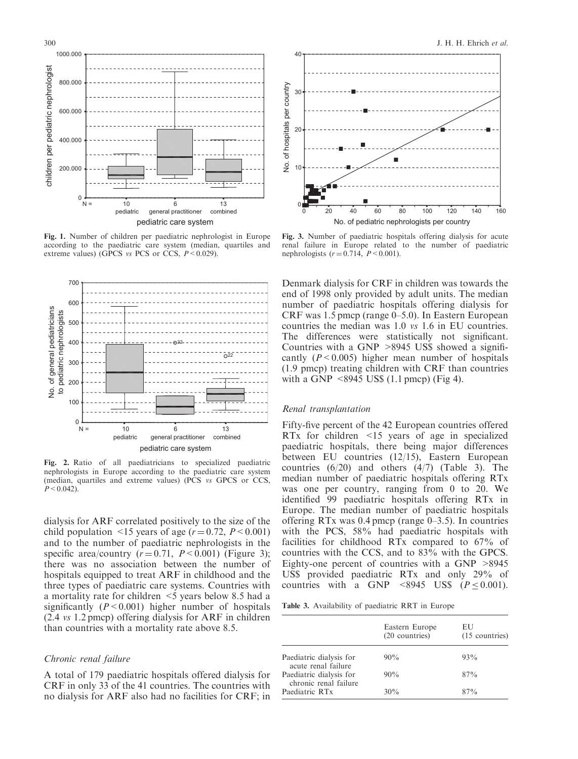Fig. 1. Number of children per paediatric nephrologist in Europe according to the paediatric care system (median, quartiles and extreme values) (GPCS *vs* PCS or CCS, $P < 0.029$).

Fig. 2. Ratio of all paediatricians to specialized paediatric nephrologists in Europe according to the paediatric care system (median, quartiles and extreme values) (PCS *vs* GPCS or CCS, $P < 0.042$).

dialysis for ARF correlated positively to the size of the child population <15 years of age ($r = 0.72$, $P < 0.001$) and to the number of paediatric nephrologists in the specific area/country ($r = 0.71$, $P < 0.001$) (Figure 3); there was no association between the number of hospitals equipped to treat ARF in childhood and the three types of paediatric care systems. Countries with a mortality rate for children <5 years below 8.5 had a significantly ($P < 0.001$) higher number of hospitals (2.4 *vs* 1.2 pmcp) offering dialysis for ARF in children than countries with a mortality rate above 8.5.

### Chronic renal failure

A total of 179 paediatric hospitals offered dialysis for CRF in only 33 of the 41 countries. The countries with no dialysis for ARF also had no facilities for CRF; in Denmark dialysis for CRF in children was towards the end of 1998 only provided by adult units. The median number of paediatric hospitals offering dialysis for CRF was 1.5 pmcp (range 0–5.0). In Eastern European countries the median was 1.0 *vs* 1.6 in EU countries. The differences were statistically not significant. Countries with a GNP >8945 US$ showed a significantly ($P < 0.005$) higher mean number of hospitals (1.9 pmcp) treating children with CRF than countries with a GNP <8945 US$ (1.1 pmcp) (Fig 4).

Fig. 3. Number of paediatric hospitals offering dialysis for acute renal failure in Europe related to the number of paediatric nephrologists ($r = 0.714$, $P < 0.001$).

### Renal transplantation

Fifty-five percent of the 42 European countries offered RTx for children <15 years of age in specialized paediatric hospitals, there being major differences between EU countries (12/15), Eastern European countries (6/20) and others (4/7) (Table 3). The median number of paediatric hospitals offering RTx was one per country, ranging from 0 to 20. We identified 99 paediatric hospitals offering RTx in Europe. The median number of paediatric hospitals offering RTx was 0.4 pmcp (range 0–3.5). In countries with the PCS, 58% had paediatric hospitals with facilities for childhood RTx compared to 67% of countries with the CCS, and to 83% with the GPCS. Eighty-one percent of countries with a GNP >8945 US$ provided paediatric RTx and only 29% of countries with a GNP <8945 US$ ($P \leq 0.001$).

**Table 3.** Availability of paediatric RRT in Europe

| | Eastern Europe (20 countries) | EU (15 countries) |
|---|---|---|
| Paediatric dialysis for acute renal failure | 90% | 93% |
| Paediatric dialysis for chronic renal failure | 90% | 87% |
| Paediatric RTx | 30% | 87% |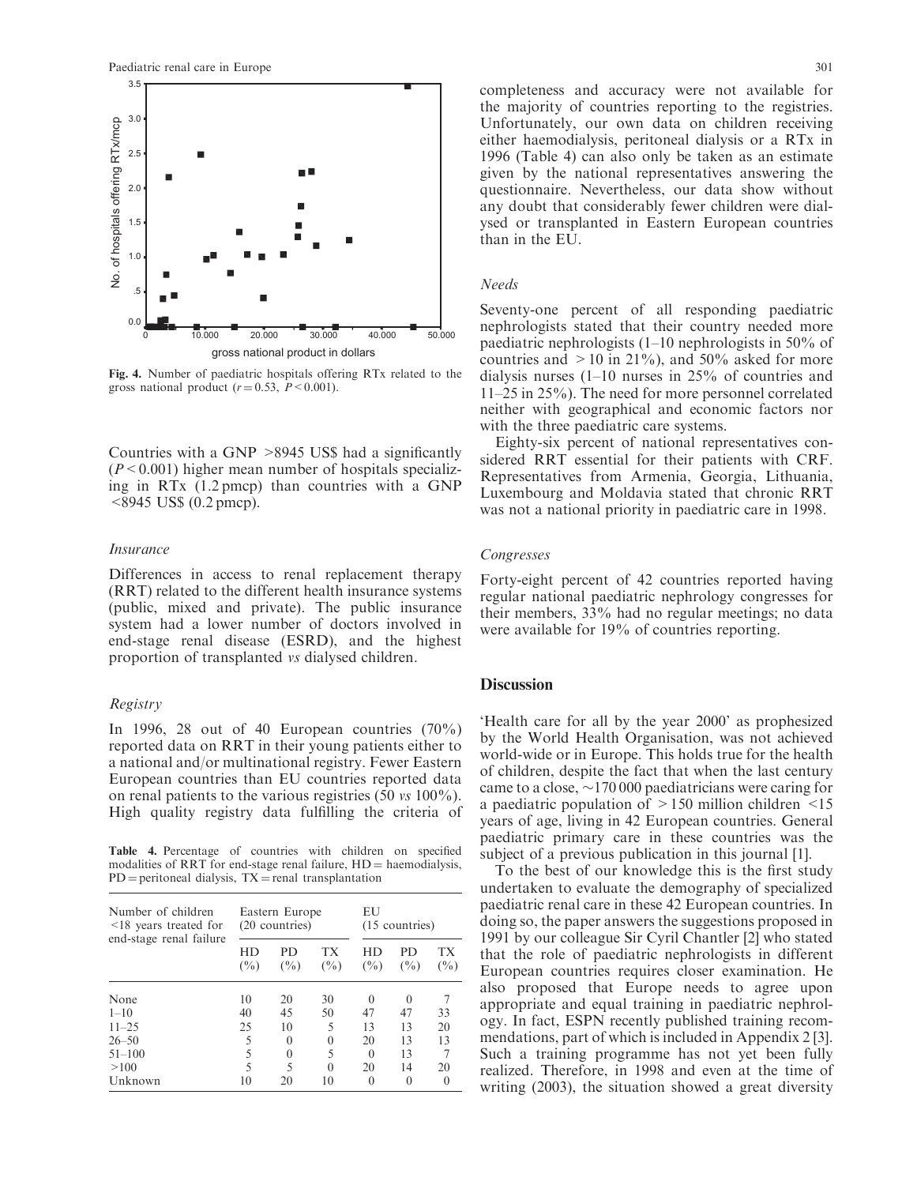Fig. 4. Number of paediatric hospitals offering RTx related to the gross national product ($r = 0.53$, $P < 0.001$).

Countries with a GNP >8945 US$ had a significantly ($P < 0.001$) higher mean number of hospitals specializing in RTx (1.2 pmcp) than countries with a GNP <8945 US$ (0.2 pmcp).

### *Insurance*

Differences in access to renal replacement therapy (RRT) related to the different health insurance systems (public, mixed and private). The public insurance system had a lower number of doctors involved in end-stage renal disease (ESRD), and the highest proportion of transplanted *vs* dialysed children.

### *Registry*

In 1996, 28 out of 40 European countries (70%) reported data on RRT in their young patients either to a national and/or multinational registry. Fewer Eastern European countries than EU countries reported data on renal patients to the various registries (50 *vs* 100%). High quality registry data fulfilling the criteria of completeness and accuracy were not available for the majority of countries reporting to the registries. Unfortunately, our own data on children receiving either haemodialysis, peritoneal dialysis or a RTx in 1996 (Table 4) can also only be taken as an estimate given by the national representatives answering the questionnaire. Nevertheless, our data show without any doubt that considerably fewer children were dialysed or transplanted in Eastern European countries than in the EU.

**Table 4.** Percentage of countries with children on specified modalities of RRT for end-stage renal failure, HD = haemodialysis, PD = peritoneal dialysis, TX = renal transplantation

| Number of children <18 years treated for end-stage renal failure | Eastern Europe (20 countries) | | | EU (15 countries) | | |
|---|---|---|---|---|---|---|
| | HD (%) | PD (%) | TX (%) | HD (%) | PD (%) | TX (%) |
| None | 10 | 20 | 30 | 0 | 0 | 7 |
| 1–10 | 40 | 45 | 50 | 47 | 47 | 33 |
| 11–25 | 25 | 10 | 5 | 13 | 13 | 20 |
| 26–50 | 5 | 0 | 0 | 20 | 13 | 13 |
| 51–100 | 5 | 0 | 5 | 0 | 13 | 7 |
| >100 | 5 | 5 | 0 | 20 | 14 | 20 |
| Unknown | 10 | 20 | 10 | 0 | 0 | 0 |

### *Needs*

Seventy-one percent of all responding paediatric nephrologists stated that their country needed more paediatric nephrologists (1–10 nephrologists in 50% of countries and >10 in 21%), and 50% asked for more dialysis nurses (1–10 nurses in 25% of countries and 11–25 in 25%). The need for more personnel correlated neither with geographical and economic factors nor with the three paediatric care systems.

Eighty-six percent of national representatives considered RRT essential for their patients with CRF. Representatives from Armenia, Georgia, Lithuania, Luxembourg and Moldavia stated that chronic RRT was not a national priority in paediatric care in 1998.

### *Congresses*

Forty-eight percent of 42 countries reported having regular national paediatric nephrology congresses for their members, 33% had no regular meetings; no data were available for 19% of countries reporting.

## Discussion

'Health care for all by the year 2000' as prophesized by the World Health Organisation, was not achieved world-wide or in Europe. This holds true for the health of children, despite the fact that when the last century came to a close, ~170 000 paediatricians were caring for a paediatric population of >150 million children <15 years of age, living in 42 European countries. General paediatric primary care in these countries was the subject of a previous publication in this journal [1].

To the best of our knowledge this is the first study undertaken to evaluate the demography of specialized paediatric renal care in these 42 European countries. In doing so, the paper answers the suggestions proposed in 1991 by our colleague Sir Cyril Chantler [2] who stated that the role of paediatric nephrologists in different European countries requires closer examination. He also proposed that Europe needs to agree upon appropriate and equal training in paediatric nephrology. In fact, ESPN recently published training recommendations, part of which is included in Appendix 2 [3]. Such a training programme has not yet been fully realized. Therefore, in 1998 and even at the time of writing (2003), the situation showed a great diversity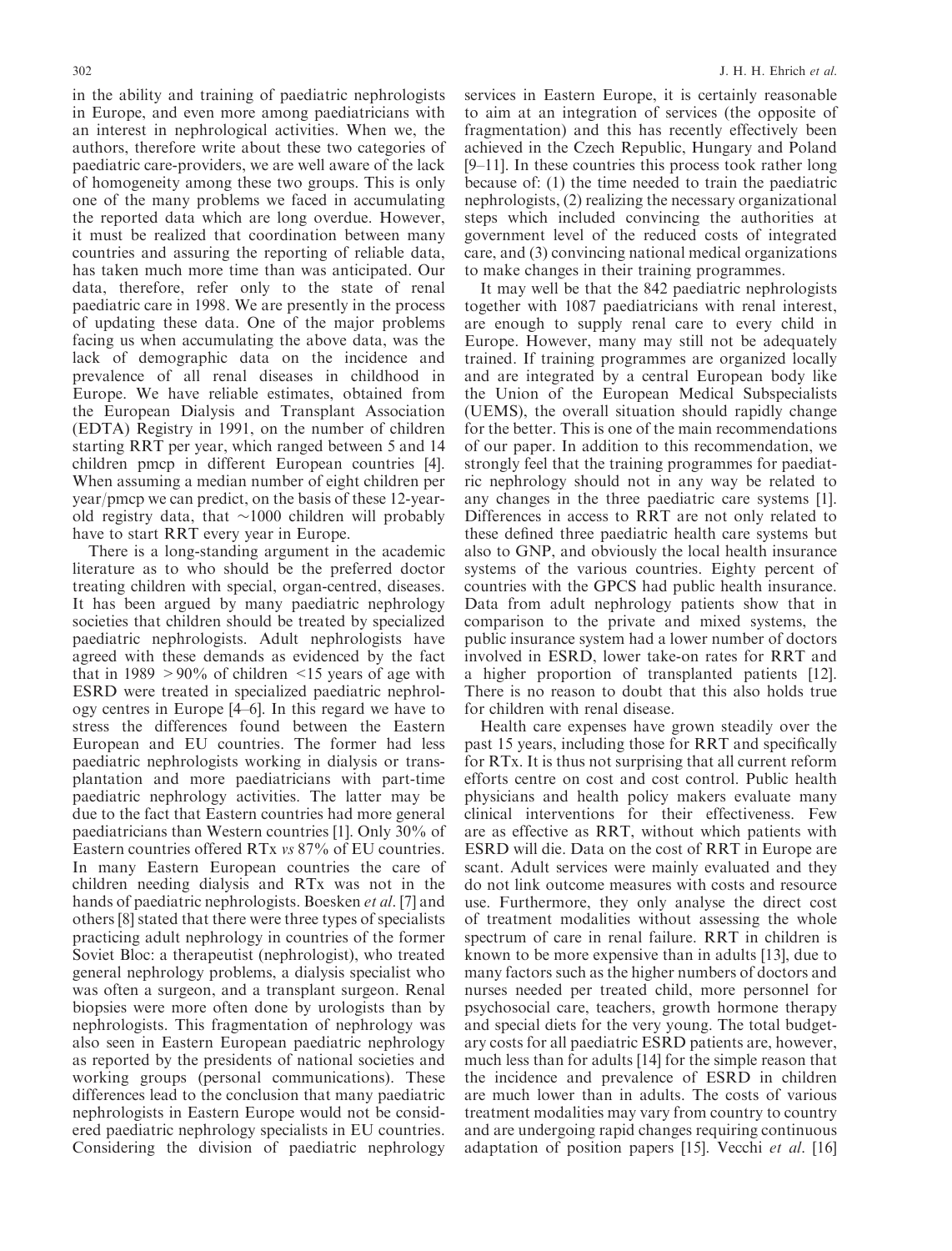in the ability and training of paediatric nephrologists in Europe, and even more among paediatricians with an interest in nephrological activities. When we, the authors, therefore write about these two categories of paediatric care-providers, we are well aware of the lack of homogeneity among these two groups. This is only one of the many problems we faced in accumulating the reported data which are long overdue. However, it must be realized that coordination between many countries and assuring the reporting of reliable data, has taken much more time than was anticipated. Our data, therefore, refer only to the state of renal paediatric care in 1998. We are presently in the process of updating these data. One of the major problems facing us when accumulating the above data, was the lack of demographic data on the incidence and prevalence of all renal diseases in childhood in Europe. We have reliable estimates, obtained from the European Dialysis and Transplant Association (EDTA) Registry in 1991, on the number of children starting RRT per year, which ranged between 5 and 14 children pmcp in different European countries [4]. When assuming a median number of eight children per year/pmcp we can predict, on the basis of these 12-year-old registry data, that ~1000 children will probably have to start RRT every year in Europe.

There is a long-standing argument in the academic literature as to who should be the preferred doctor treating children with special, organ-centred, diseases. It has been argued by many paediatric nephrology societies that children should be treated by specialized paediatric nephrologists. Adult nephrologists have agreed with these demands as evidenced by the fact that in 1989 >90% of children <15 years of age with ESRD were treated in specialized paediatric nephrology centres in Europe [4–6]. In this regard we have to stress the differences found between the Eastern European and EU countries. The former had less paediatric nephrologists working in dialysis or transplantation and more paediatricians with part-time paediatric nephrology activities. The latter may be due to the fact that Eastern countries had more general paediatricians than Western countries [1]. Only 30% of Eastern countries offered RTx *vs* 87% of EU countries. In many Eastern European countries the care of children needing dialysis and RTx was not in the hands of paediatric nephrologists. Boesken *et al*. [7] and others [8] stated that there were three types of specialists practicing adult nephrology in countries of the former Soviet Bloc: a therapeutist (nephrologist), who treated general nephrology problems, a dialysis specialist who was often a surgeon, and a transplant surgeon. Renal biopsies were more often done by urologists than by nephrologists. This fragmentation of nephrology was also seen in Eastern European paediatric nephrology as reported by the presidents of national societies and working groups (personal communications). These differences lead to the conclusion that many paediatric nephrologists in Eastern Europe would not be considered paediatric nephrology specialists in EU countries. Considering the division of paediatric nephrology services in Eastern Europe, it is certainly reasonable to aim at an integration of services (the opposite of fragmentation) and this has recently effectively been achieved in the Czech Republic, Hungary and Poland [9–11]. In these countries this process took rather long because of: (1) the time needed to train the paediatric nephrologists, (2) realizing the necessary organizational steps which included convincing the authorities at government level of the reduced costs of integrated care, and (3) convincing national medical organizations to make changes in their training programmes.

It may well be that the 842 paediatric nephrologists together with 1087 paediatricians with renal interest, are enough to supply renal care to every child in Europe. However, many may still not be adequately trained. If training programmes are organized locally and are integrated by a central European body like the Union of the European Medical Subspecialists (UEMS), the overall situation should rapidly change for the better. This is one of the main recommendations of our paper. In addition to this recommendation, we strongly feel that the training programmes for paediatric nephrology should not in any way be related to any changes in the three paediatric care systems [1]. Differences in access to RRT are not only related to these defined three paediatric health care systems but also to GNP, and obviously the local health insurance systems of the various countries. Eighty percent of countries with the GPCS had public health insurance. Data from adult nephrology patients show that in comparison to the private and mixed systems, the public insurance system had a lower number of doctors involved in ESRD, lower take-on rates for RRT and a higher proportion of transplanted patients [12]. There is no reason to doubt that this also holds true for children with renal disease.

Health care expenses have grown steadily over the past 15 years, including those for RRT and specifically for RTx. It is thus not surprising that all current reform efforts centre on cost and cost control. Public health physicians and health policy makers evaluate many clinical interventions for their effectiveness. Few are as effective as RRT, without which patients with ESRD will die. Data on the cost of RRT in Europe are scant. Adult services were mainly evaluated and they do not link outcome measures with costs and resource use. Furthermore, they only analyse the direct cost of treatment modalities without assessing the whole spectrum of care in renal failure. RRT in children is known to be more expensive than in adults [13], due to many factors such as the higher numbers of doctors and nurses needed per treated child, more personnel for psychosocial care, teachers, growth hormone therapy and special diets for the very young. The total budgetary costs for all paediatric ESRD patients are, however, much less than for adults [14] for the simple reason that the incidence and prevalence of ESRD in children are much lower than in adults. The costs of various treatment modalities may vary from country to country and are undergoing rapid changes requiring continuous adaptation of position papers [15]. Vecchi *et al*. [16]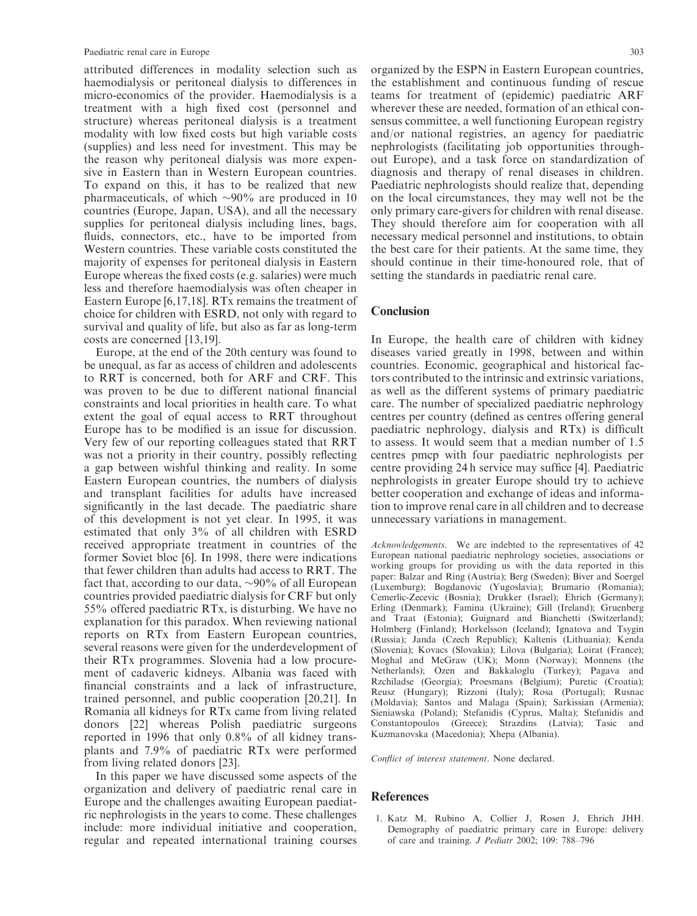attributed differences in modality selection such as haemodialysis or peritoneal dialysis to differences in micro-economics of the provider. Haemodialysis is a treatment with a high fixed cost (personnel and structure) whereas peritoneal dialysis is a treatment modality with low fixed costs but high variable costs (supplies) and less need for investment. This may be the reason why peritoneal dialysis was more expensive in Eastern than in Western European countries. To expand on this, it has to be realized that new pharmaceuticals, of which ~90% are produced in 10 countries (Europe, Japan, USA), and all the necessary supplies for peritoneal dialysis including lines, bags, fluids, connectors, etc., have to be imported from Western countries. These variable costs constituted the majority of expenses for peritoneal dialysis in Eastern Europe whereas the fixed costs (e.g. salaries) were much less and therefore haemodialysis was often cheaper in Eastern Europe [6,17,18]. RTx remains the treatment of choice for children with ESRD, not only with regard to survival and quality of life, but also as far as long-term costs are concerned [13,19].

Europe, at the end of the 20th century was found to be unequal, as far as access of children and adolescents to RRT is concerned, both for ARF and CRF. This was proven to be due to different national financial constraints and local priorities in health care. To what extent the goal of equal access to RRT throughout Europe has to be modified is an issue for discussion. Very few of our reporting colleagues stated that RRT was not a priority in their country, possibly reflecting a gap between wishful thinking and reality. In some Eastern European countries, the numbers of dialysis and transplant facilities for adults have increased significantly in the last decade. The paediatric share of this development is not yet clear. In 1995, it was estimated that only 3% of all children with ESRD received appropriate treatment in countries of the former Soviet bloc [6]. In 1998, there were indications that fewer children than adults had access to RRT. The fact that, according to our data, ~90% of all European countries provided paediatric dialysis for CRF but only 55% offered paediatric RTx, is disturbing. We have no explanation for this paradox. When reviewing national reports on RTx from Eastern European countries, several reasons were given for the underdevelopment of their RTx programmes. Slovenia had a low procurement of cadaveric kidneys. Albania was faced with financial constraints and a lack of infrastructure, trained personnel, and public cooperation [20,21]. In Romania all kidneys for RTx came from living related donors [22] whereas Polish paediatric surgeons reported in 1996 that only 0.8% of all kidney transplants and 7.9% of paediatric RTx were performed from living related donors [23].

In this paper we have discussed some aspects of the organization and delivery of paediatric renal care in Europe and the challenges awaiting European paediatric nephrologists in the years to come. These challenges include: more individual initiative and cooperation, regular and repeated international training courses organized by the ESPN in Eastern European countries, the establishment and continuous funding of rescue teams for treatment of (epidemic) paediatric ARF wherever these are needed, formation of an ethical consensus committee, a well functioning European registry and/or national registries, an agency for paediatric nephrologists (facilitating job opportunities throughout Europe), and a task force on standardization of diagnosis and therapy of renal diseases in children. Paediatric nephrologists should realize that, depending on the local circumstances, they may well not be the only primary care-givers for children with renal disease. They should therefore aim for cooperation with all necessary medical personnel and institutions, to obtain the best care for their patients. At the same time, they should continue in their time-honoured role, that of setting the standards in paediatric renal care.

## Conclusion

In Europe, the health care of children with kidney diseases varied greatly in 1998, between and within countries. Economic, geographical and historical factors contributed to the intrinsic and extrinsic variations, as well as the different systems of primary paediatric care. The number of specialized paediatric nephrology centres per country (defined as centres offering general paediatric nephrology, dialysis and RTx) is difficult to assess. It would seem that a median number of 1.5 centres pmcp with four paediatric nephrologists per centre providing 24 h service may suffice [4]. Paediatric nephrologists in greater Europe should try to achieve better cooperation and exchange of ideas and information to improve renal care in all children and to decrease unnecessary variations in management.

*Acknowledgements*. We are indebted to the representatives of 42 European national paediatric nephrology societies, associations or working groups for providing us with the data reported in this paper: Balzar and Ring (Austria); Berg (Sweden); Biver and Soergel (Luxemburg); Bogdanovic (Yugoslavia); Brumario (Romania); Cemerlic-Zecevic (Bosnia); Drukker (Israel); Ehrich (Germany); Erling (Denmark); Famina (Ukraine); Gill (Ireland); Gruenberg and Traat (Estonia); Guignard and Bianchetti (Switzerland); Holmberg (Finland); Horkelsson (Iceland); Ignatova and Tsygin (Russia); Janda (Czech Republic); Kaltenis (Lithuania); Kenda (Slovenia); Kovacs (Slovakia); Lilova (Bulgaria); Loirat (France); Moghal and McGraw (UK); Monn (Norway); Monnens (the Netherlands); Ozen and Bakkaloglu (Turkey); Pagava and Rzchiladse (Georgia); Proesmans (Belgium); Puretic (Croatia); Reusz (Hungary); Rizzoni (Italy); Rosa (Portugal); Rusnac (Moldavia); Santos and Malaga (Spain); Sarkissian (Armenia); Sieniawska (Poland); Stefanidis (Cyprus, Malta); Stefanidis and Constantopoulos (Greece); Strazdins (Latvia); Tasic and Kuzmanovska (Macedonia); Xhepa (Albania).

*Conflict of interest statement*. None declared.

## References

1. Katz M, Rubino A, Collier J, Rosen J, Ehrich JHH. Demography of paediatric primary care in Europe: delivery of care and training. *J Pediatr* 2002; 109: 788–796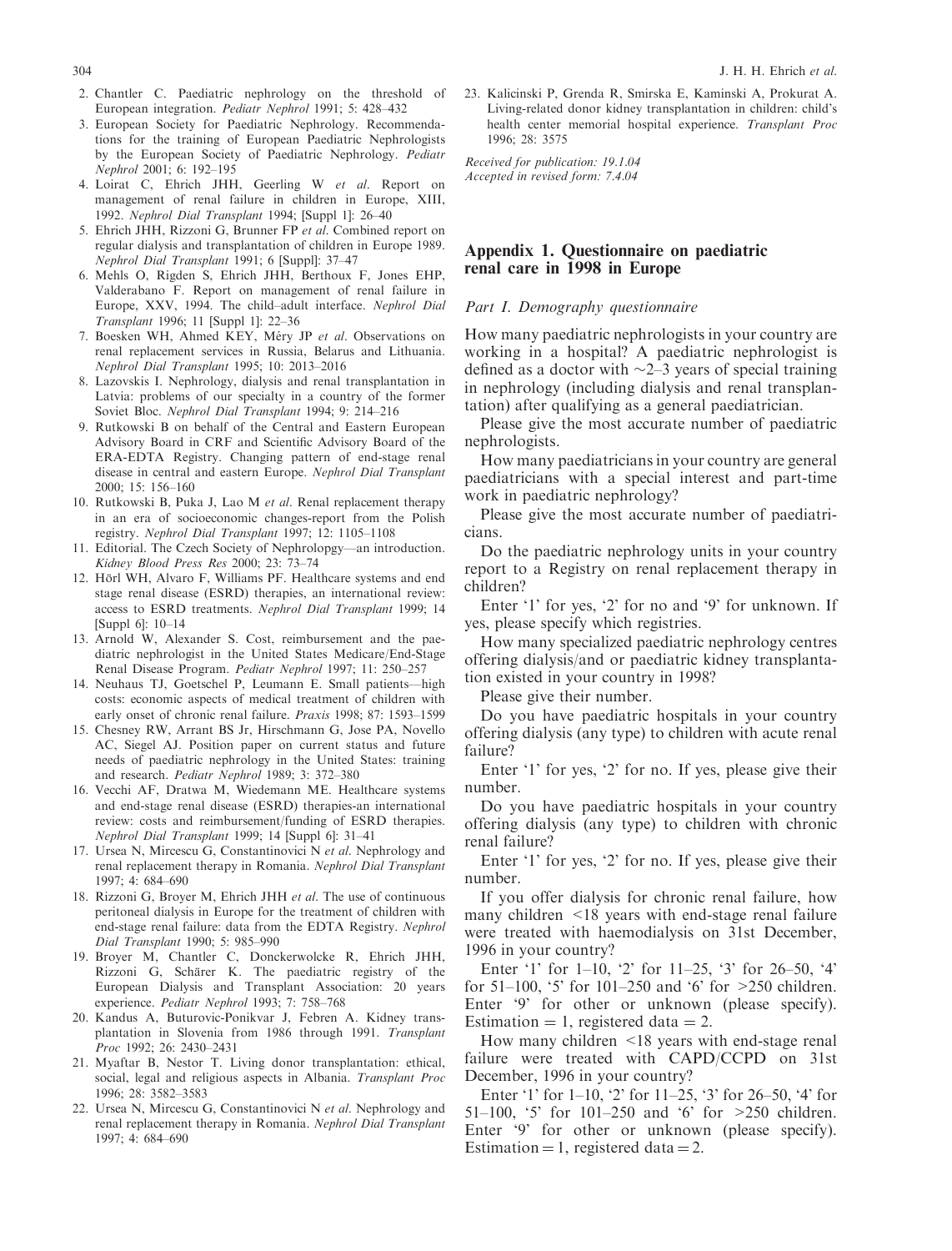2. Chantler C. Paediatric nephrology on the threshold of European integration. *Pediatr Nephrol* 1991; 5: 428–432
3. European Society for Paediatric Nephrology. Recommendations for the training of European Paediatric Nephrologists by the European Society of Paediatric Nephrology. *Pediatr Nephrol* 2001; 6: 192–195
4. Loirat C, Ehrich JHH, Geerling W *et al*. Report on management of renal failure in children in Europe, XIII, 1992. *Nephrol Dial Transplant* 1994; [Suppl 1]: 26–40
5. Ehrich JHH, Rizzoni G, Brunner FP *et al*. Combined report on regular dialysis and transplantation of children in Europe 1989. *Nephrol Dial Transplant* 1991; 6 [Suppl]: 37–47
6. Mehls O, Rigden S, Ehrich JHH, Berthoux F, Jones EHP, Valderabano F. Report on management of renal failure in Europe, XXV, 1994. The child–adult interface. *Nephrol Dial Transplant* 1996; 11 [Suppl 1]: 22–36
7. Boesken WH, Ahmed KEY, Méry JP *et al*. Observations on renal replacement services in Russia, Belarus and Lithuania. *Nephrol Dial Transplant* 1995; 10: 2013–2016
8. Lazovskis I. Nephrology, dialysis and renal transplantation in Latvia: problems of our specialty in a country of the former Soviet Bloc. *Nephrol Dial Transplant* 1994; 9: 214–216
9. Rutkowski B on behalf of the Central and Eastern European Advisory Board in CRF and Scientific Advisory Board of the ERA-EDTA Registry. Changing pattern of end-stage renal disease in central and eastern Europe. *Nephrol Dial Transplant* 2000; 15: 156–160
10. Rutkowski B, Puka J, Lao M *et al*. Renal replacement therapy in an era of socioeconomic changes-report from the Polish registry. *Nephrol Dial Transplant* 1997; 12: 1105–1108
11. Editorial. The Czech Society of Nephrolopgy—an introduction. *Kidney Blood Press Res* 2000; 23: 73–74
12. Hörl WH, Alvaro F, Williams PF. Healthcare systems and end stage renal disease (ESRD) therapies, an international review: access to ESRD treatments. *Nephrol Dial Transplant* 1999; 14 [Suppl 6]: 10–14
13. Arnold W, Alexander S. Cost, reimbursement and the paediatric nephrologist in the United States Medicare/End-Stage Renal Disease Program. *Pediatr Nephrol* 1997; 11: 250–257
14. Neuhaus TJ, Goetschel P, Leumann E. Small patients—high costs: economic aspects of medical treatment of children with early onset of chronic renal failure. *Praxis* 1998; 87: 1593–1599
15. Chesney RW, Arrant BS Jr, Hirschmann G, Jose PA, Novello AC, Siegel AJ. Position paper on current status and future needs of paediatric nephrology in the United States: training and research. *Pediatr Nephrol* 1989; 3: 372–380
16. Vecchi AF, Dratwa M, Wiedemann ME. Healthcare systems and end-stage renal disease (ESRD) therapies-an international review: costs and reimbursement/funding of ESRD therapies. *Nephrol Dial Transplant* 1999; 14 [Suppl 6]: 31–41
17. Ursea N, Mircescu G, Constantinovici N *et al*. Nephrology and renal replacement therapy in Romania. *Nephrol Dial Transplant* 1997; 4: 684–690
18. Rizzoni G, Broyer M, Ehrich JHH *et al*. The use of continuous peritoneal dialysis in Europe for the treatment of children with end-stage renal failure: data from the EDTA Registry. *Nephrol Dial Transplant* 1990; 5: 985–990
19. Broyer M, Chantler C, Donckerwolcke R, Ehrich JHH, Rizzoni G, Schärer K. The paediatric registry of the European Dialysis and Transplant Association: 20 years experience. *Pediatr Nephrol* 1993; 7: 758–768
20. Kandus A, Buturovic-Ponikvar J, Febren A. Kidney transplantation in Slovenia from 1986 through 1991. *Transplant Proc* 1992; 26: 2430–2431
21. Myaftar B, Nestor T. Living donor transplantation: ethical, social, legal and religious aspects in Albania. *Transplant Proc* 1996; 28: 3582–3583
22. Ursea N, Mircescu G, Constantinovici N *et al*. Nephrology and renal replacement therapy in Romania. *Nephrol Dial Transplant* 1997; 4: 684–690
23. Kalicinski P, Grenda R, Smirska E, Kaminski A, Prokurat A. Living-related donor kidney transplantation in children: child's health center memorial hospital experience. *Transplant Proc* 1996; 28: 3575

*Received for publication: 19.1.04*
*Accepted in revised form: 7.4.04*

## Appendix 1. Questionnaire on paediatric renal care in 1998 in Europe

### *Part I. Demography questionnaire*

How many paediatric nephrologists in your country are working in a hospital? A paediatric nephrologist is defined as a doctor with ~2–3 years of special training in nephrology (including dialysis and renal transplantation) after qualifying as a general paediatrician.

Please give the most accurate number of paediatric nephrologists.

How many paediatricians in your country are general paediatricians with a special interest and part-time work in paediatric nephrology?

Please give the most accurate number of paediatricians.

Do the paediatric nephrology units in your country report to a Registry on renal replacement therapy in children?

Enter '1' for yes, '2' for no and '9' for unknown. If yes, please specify which registries.

How many specialized paediatric nephrology centres offering dialysis/and or paediatric kidney transplantation existed in your country in 1998?

Please give their number.

Do you have paediatric hospitals in your country offering dialysis (any type) to children with acute renal failure?

Enter '1' for yes, '2' for no. If yes, please give their number.

Do you have paediatric hospitals in your country offering dialysis (any type) to children with chronic renal failure?

Enter '1' for yes, '2' for no. If yes, please give their number.

If you offer dialysis for chronic renal failure, how many children <18 years with end-stage renal failure were treated with haemodialysis on 31st December, 1996 in your country?

Enter '1' for 1–10, '2' for 11–25, '3' for 26–50, '4' for 51–100, '5' for 101–250 and '6' for >250 children. Enter '9' for other or unknown (please specify). Estimation = 1, registered data = 2.

How many children <18 years with end-stage renal failure were treated with CAPD/CCPD on 31st December, 1996 in your country?

Enter '1' for 1–10, '2' for 11–25, '3' for 26–50, '4' for 51–100, '5' for 101–250 and '6' for >250 children. Enter '9' for other or unknown (please specify). Estimation = 1, registered data = 2.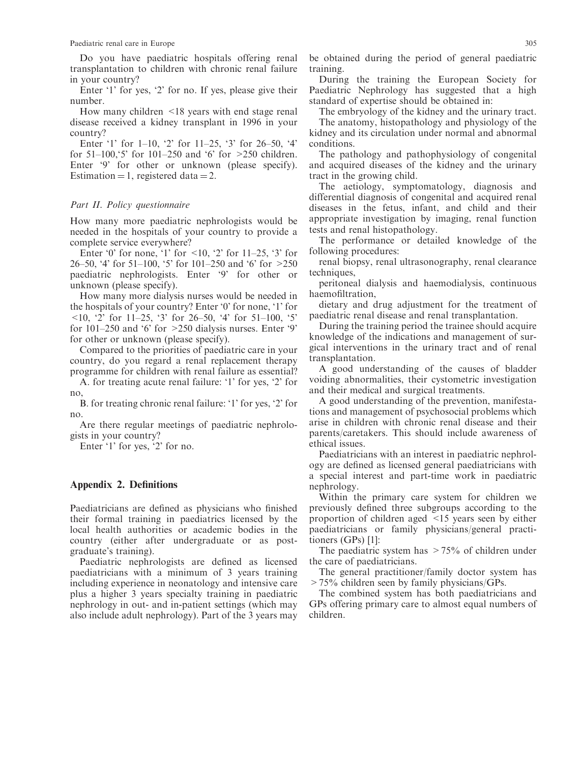Do you have paediatric hospitals offering renal transplantation to children with chronic renal failure in your country?

Enter '1' for yes, '2' for no. If yes, please give their number.

How many children <18 years with end stage renal disease received a kidney transplant in 1996 in your country?

Enter '1' for 1–10, '2' for 11–25, '3' for 26–50, '4' for 51–100,'5' for 101–250 and '6' for >250 children. Enter '9' for other or unknown (please specify). Estimation = 1, registered data = 2.

*Part II. Policy questionnaire*

How many more paediatric nephrologists would be needed in the hospitals of your country to provide a complete service everywhere?

Enter '0' for none, '1' for <10, '2' for 11–25, '3' for 26–50, '4' for 51–100, '5' for 101–250 and '6' for >250 paediatric nephrologists. Enter '9' for other or unknown (please specify).

How many more dialysis nurses would be needed in the hospitals of your country? Enter '0' for none, '1' for <10, '2' for 11–25, '3' for 26–50, '4' for 51–100, '5' for 101–250 and '6' for >250 dialysis nurses. Enter '9' for other or unknown (please specify).

Compared to the priorities of paediatric care in your country, do you regard a renal replacement therapy programme for children with renal failure as essential?

A. for treating acute renal failure: '1' for yes, '2' for no,

B. for treating chronic renal failure: '1' for yes, '2' for no.

Are there regular meetings of paediatric nephrologists in your country?

Enter '1' for yes, '2' for no.

## Appendix 2. Definitions

Paediatricians are defined as physicians who finished their formal training in paediatrics licensed by the local health authorities or academic bodies in the country (either after undergraduate or as postgraduate's training).

Paediatric nephrologists are defined as licensed paediatricians with a minimum of 3 years training including experience in neonatology and intensive care plus a higher 3 years specialty training in paediatric nephrology in out- and in-patient settings (which may also include adult nephrology). Part of the 3 years may be obtained during the period of general paediatric training.

During the training the European Society for Paediatric Nephrology has suggested that a high standard of expertise should be obtained in:

The embryology of the kidney and the urinary tract.

The anatomy, histopathology and physiology of the kidney and its circulation under normal and abnormal conditions.

The pathology and pathophysiology of congenital and acquired diseases of the kidney and the urinary tract in the growing child.

The aetiology, symptomatology, diagnosis and differential diagnosis of congenital and acquired renal diseases in the fetus, infant, and child and their appropriate investigation by imaging, renal function tests and renal histopathology.

The performance or detailed knowledge of the following procedures:

renal biopsy, renal ultrasonography, renal clearance techniques,

peritoneal dialysis and haemodialysis, continuous haemofiltration,

dietary and drug adjustment for the treatment of paediatric renal disease and renal transplantation.

During the training period the trainee should acquire knowledge of the indications and management of surgical interventions in the urinary tract and of renal transplantation.

A good understanding of the causes of bladder voiding abnormalities, their cystometric investigation and their medical and surgical treatments.

A good understanding of the prevention, manifestations and management of psychosocial problems which arise in children with chronic renal disease and their parents/caretakers. This should include awareness of ethical issues.

Paediatricians with an interest in paediatric nephrology are defined as licensed general paediatricians with a special interest and part-time work in paediatric nephrology.

Within the primary care system for children we previously defined three subgroups according to the proportion of children aged <15 years seen by either paediatricians or family physicians/general practitioners (GPs) [1]:

The paediatric system has >75% of children under the care of paediatricians.

The general practitioner/family doctor system has >75% children seen by family physicians/GPs.

The combined system has both paediatricians and GPs offering primary care to almost equal numbers of children.